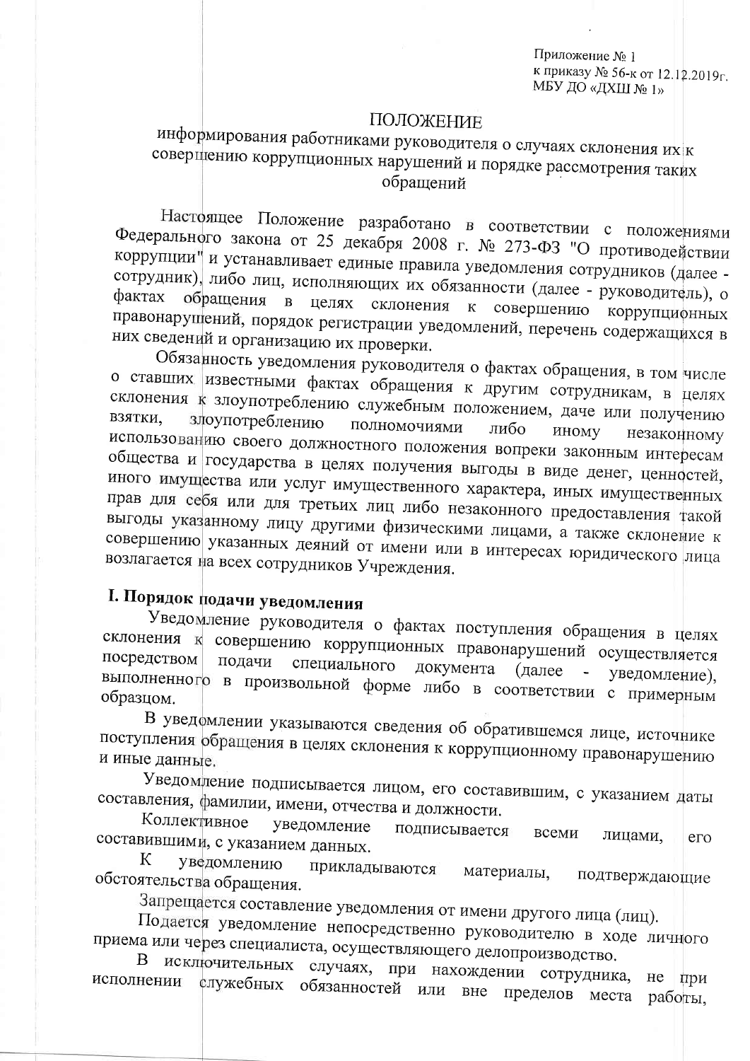Приложение № 1
к приказу № 56-к от 12.12.2019г.
МБУ ДО «ДХШ № 1»

# ПОЛОЖЕНИЕ

## информирования работниками руководителя о случаях склонения их к совершению коррупционных нарушений и порядке рассмотрения таких обращений

Настоящее Положение разработано в соответствии с положениями Федерального закона от 25 декабря 2008 г. № 273-ФЗ "О противодействии коррупции" и устанавливает единые правила уведомления сотрудников (далее - сотрудник), либо лиц, исполняющих их обязанности (далее - руководитель), о фактах обращения в целях склонения к совершению коррупционных правонарушений, порядок регистрации уведомлений, перечень содержащихся в них сведений и организацию их проверки.

Обязанность уведомления руководителя о фактах обращения, в том числе о ставших известными фактах обращения к другим сотрудникам, в целях склонения к злоупотреблению служебным положением, даче или получению взятки, злоупотреблению полномочиями либо иному незаконному использованию своего должностного положения вопреки законным интересам общества и государства в целях получения выгоды в виде денег, ценностей, иного имущества или услуг имущественного характера, иных имущественных прав для себя или для третьих лиц либо незаконного предоставления такой выгоды указанному лицу другими физическими лицами, а также склонение к совершению указанных деяний от имени или в интересах юридического лица возлагается на всех сотрудников Учреждения.

## I. Порядок подачи уведомления

Уведомление руководителя о фактах поступления обращения в целях склонения к совершению коррупционных правонарушений осуществляется посредством подачи специального документа (далее - уведомление), выполненного в произвольной форме либо в соответствии с примерным образцом.

В уведомлении указываются сведения об обратившемся лице, источнике поступления обращения в целях склонения к коррупционному правонарушению и иные данные.

Уведомление подписывается лицом, его составившим, с указанием даты составления, фамилии, имени, отчества и должности.

Коллективное уведомление подписывается всеми лицами, его составившими, с указанием данных.

К уведомлению прикладываются материалы, подтверждающие обстоятельства обращения.

Запрещается составление уведомления от имени другого лица (лиц).

Подается уведомление непосредственно руководителю в ходе личного приема или через специалиста, осуществляющего делопроизводство.

В исключительных случаях, при нахождении сотрудника, не при исполнении служебных обязанностей или вне пределов места работы,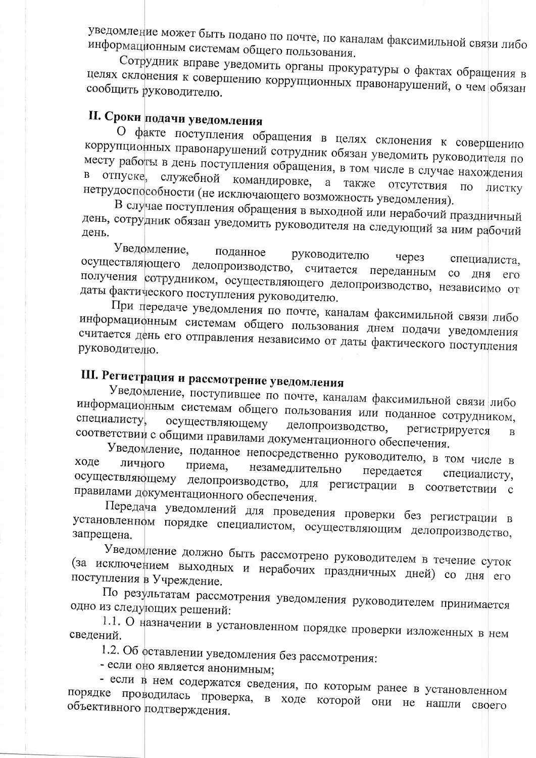уведомление может быть подано по почте, по каналам факсимильной связи либо информационным системам общего пользования.

Сотрудник вправе уведомить органы прокуратуры о фактах обращения в целях склонения к совершению коррупционных правонарушений, о чем обязан сообщить руководителю.

## II. Сроки подачи уведомления

О факте поступления обращения в целях склонения к совершению коррупционных правонарушений сотрудник обязан уведомить руководителя по месту работы в день поступления обращения, в том числе в случае нахождения в отпуске, служебной командировке, а также отсутствия по листку нетрудоспособности (не исключающего возможность уведомления).

В случае поступления обращения в выходной или нерабочий праздничный день, сотрудник обязан уведомить руководителя на следующий за ним рабочий день.

Уведомление, поданное руководителю через специалиста, осуществляющего делопроизводство, считается переданным со дня его получения сотрудником, осуществляющего делопроизводство, независимо от даты фактического поступления руководителю.

При передаче уведомления по почте, каналам факсимильной связи либо информационным системам общего пользования днем подачи уведомления считается день его отправления независимо от даты фактического поступления руководителю.

## III. Регистрация и рассмотрение уведомления

Уведомление, поступившее по почте, каналам факсимильной связи либо информационным системам общего пользования или поданное сотрудником, специалисту, осуществляющему делопроизводство, регистрируется в соответствии с общими правилами документационного обеспечения.

Уведомление, поданное непосредственно руководителю, в том числе в ходе личного приема, незамедлительно передается специалисту, осуществляющему делопроизводство, для регистрации в соответствии с правилами документационного обеспечения.

Передача уведомлений для проведения проверки без регистрации в установленном порядке специалистом, осуществляющим делопроизводство, запрещена.

Уведомление должно быть рассмотрено руководителем в течение суток (за исключением выходных и нерабочих праздничных дней) со дня его поступления в Учреждение.

По результатам рассмотрения уведомления руководителем принимается одно из следующих решений:

1.1. О назначении в установленном порядке проверки изложенных в нем сведений.

1.2. Об оставлении уведомления без рассмотрения:

- если оно является анонимным;
- если в нем содержатся сведения, по которым ранее в установленном порядке проводилась проверка, в ходе которой они не нашли своего объективного подтверждения.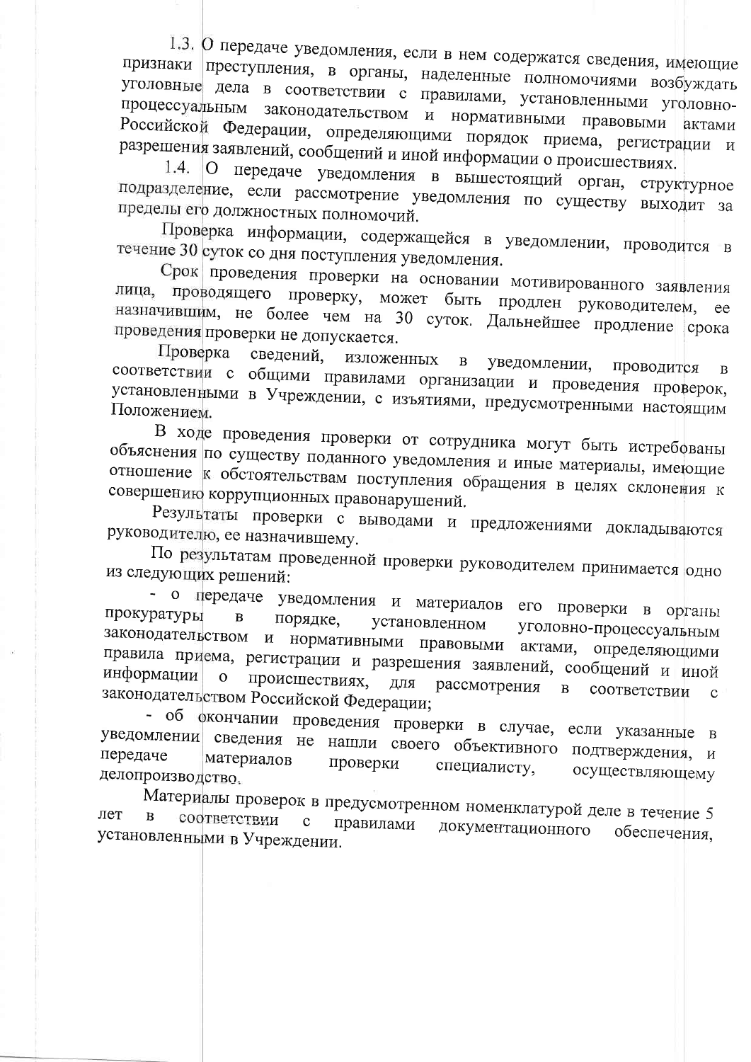1.3. О передаче уведомления, если в нем содержатся сведения, имеющие признаки преступления, в органы, наделенные полномочиями возбуждать уголовные дела в соответствии с правилами, установленными процессуальным законодательством и нормативными правовыми уголовно-Российской Федерации, определяющими порядок приема, регистрации и разрешения заявлений, сообщений и иной информации о происшествиях.

1.4. О передаче уведомления в вышестоящий орган, структурное подразделение, если рассмотрение уведомления по существу выходит за пределы его должностных полномочий.

Проверка информации, содержащейся в уведомлении, проводится в течение 30 суток со дня поступления уведомления.

Срок проведения проверки на основании мотивированного заявления лица, проводящего проверку, может быть продлен руководителем, ее назначившим, не более чем на 30 суток. Дальнейшее продление срока проведения проверки не допускается.

Проверка сведений, изложенных в уведомлении, проводится в соответствии с общими правилами организации и проведения проверок, установленными в Учреждении, с изъятиями, предусмотренными настоящим Положением.

В ходе проведения проверки от сотрудника могут быть истребованы объяснения по существу поданного уведомления и иные материалы, имеющие отношение к обстоятельствам поступления обращения в целях склонения к совершению коррупционных правонарушений.

Результаты проверки с выводами и предложениями докладываются руководителю, ее назначившему.

По результатам проведенной проверки руководителем принимается одно из следующих решений:

- о передаче уведомления и материалов его проверки в органы прокуратуры в порядке, установленном уголовно-процессуальным законодательством и нормативными правовыми актами, определяющими правила приема, регистрации и разрешения заявлений, сообщений и иной информации о происшествиях, для рассмотрения в соответствии с законодательством Российской Федерации;
- об окончании проведения проверки в случае, если указанные в уведомлении сведения не нашли своего объективного подтверждения, и передаче материалов проверки специалисту, осуществляющему делопроизводство.

Материалы проверок в предусмотренном номенклатурой деле в течение 5 лет в соответствии с правилами документационного обеспечения, установленными в Учреждении.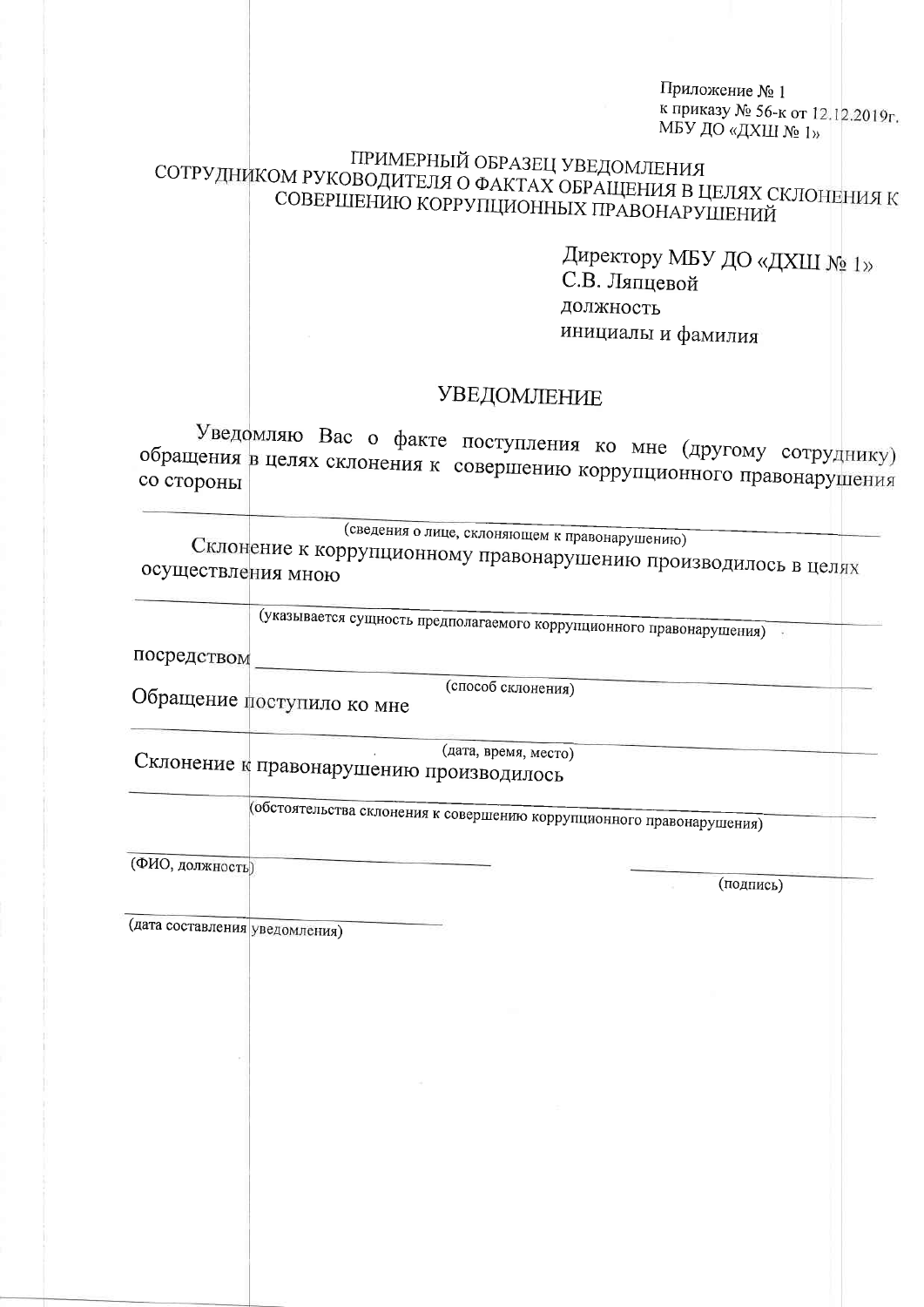Приложение № 1
к приказу № 56-к от 12.12.2019г.
МБУ ДО «ДХШ № 1»

ПРИМЕРНЫЙ ОБРАЗЕЦ УВЕДОМЛЕНИЯ
СОТРУДНИКОМ РУКОВОДИТЕЛЯ О ФАКТАХ ОБРАЩЕНИЯ В ЦЕЛЯХ СКЛОНЕНИЯ К СОВЕРШЕНИЮ КОРРУПЦИОННЫХ ПРАВОНАРУШЕНИЙ

Директору МБУ ДО «ДХШ № 1»
С.В. Ляпцевой
должность
инициалы и фамилия

# УВЕДОМЛЕНИЕ

Уведомляю Вас о факте поступления ко мне (другому сотруднику) обращения в целях склонения к совершению коррупционного правонарушения со стороны

______________________________________________________________
(сведения о лице, склоняющем к правонарушению)

Склонение к коррупционному правонарушению производилось в целях осуществления мною

______________________________________________________________
(указывается сущность предполагаемого коррупционного правонарушения)

посредством ______________________________________________________
(способ склонения)

Обращение поступило ко мне

______________________________________________________________
(дата, время, место)

Склонение к правонарушению производилось

______________________________________________________________
(обстоятельства склонения к совершению коррупционного правонарушения)

______________________________ ______________________________
(ФИО, должность) (подпись)

______________________________
(дата составления уведомления)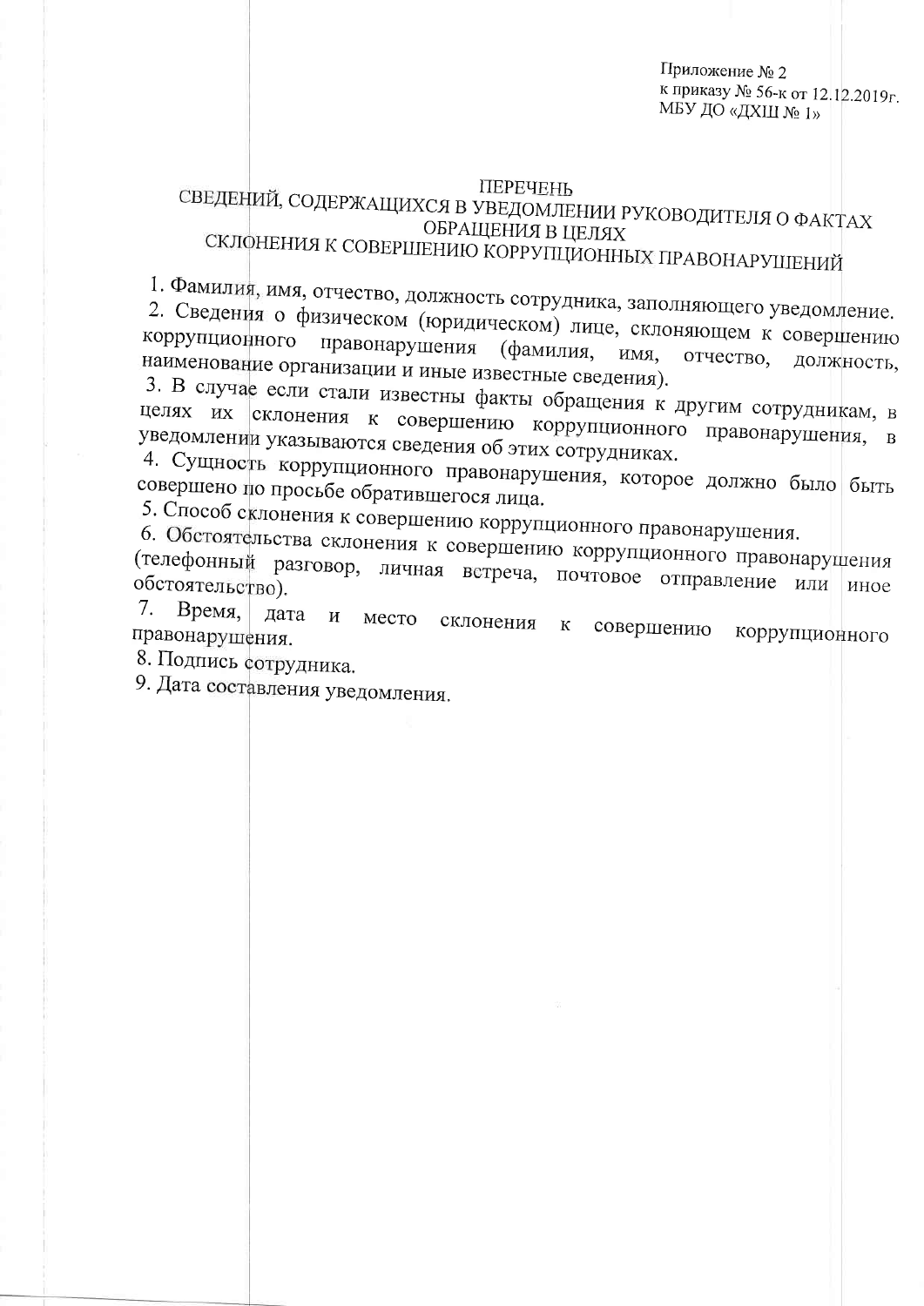Приложение № 2
к приказу № 56-к от 12.12.2019г.
МБУ ДО «ДХШ № 1»

# ПЕРЕЧЕНЬ
# СВЕДЕНИЙ, СОДЕРЖАЩИХСЯ В УВЕДОМЛЕНИИ РУКОВОДИТЕЛЯ О ФАКТАХ ОБРАЩЕНИЯ В ЦЕЛЯХ СКЛОНЕНИЯ К СОВЕРШЕНИЮ КОРРУПЦИОННЫХ ПРАВОНАРУШЕНИЙ

1. Фамилия, имя, отчество, должность сотрудника, заполняющего уведомление.
2. Сведения о физическом (юридическом) лице, склоняющем к совершению коррупционного правонарушения (фамилия, имя, отчество, должность, наименование организации и иные известные сведения).
3. В случае если стали известны факты обращения к другим сотрудникам, в целях их склонения к совершению коррупционного правонарушения, в уведомлении указываются сведения об этих сотрудниках.
4. Сущность коррупционного правонарушения, которое должно было быть совершено по просьбе обратившегося лица.
5. Способ склонения к совершению коррупционного правонарушения.
6. Обстоятельства склонения к совершению коррупционного правонарушения (телефонный разговор, личная встреча, почтовое отправление или иное обстоятельство).
7. Время, дата и место склонения к совершению коррупционного правонарушения.
8. Подпись сотрудника.
9. Дата составления уведомления.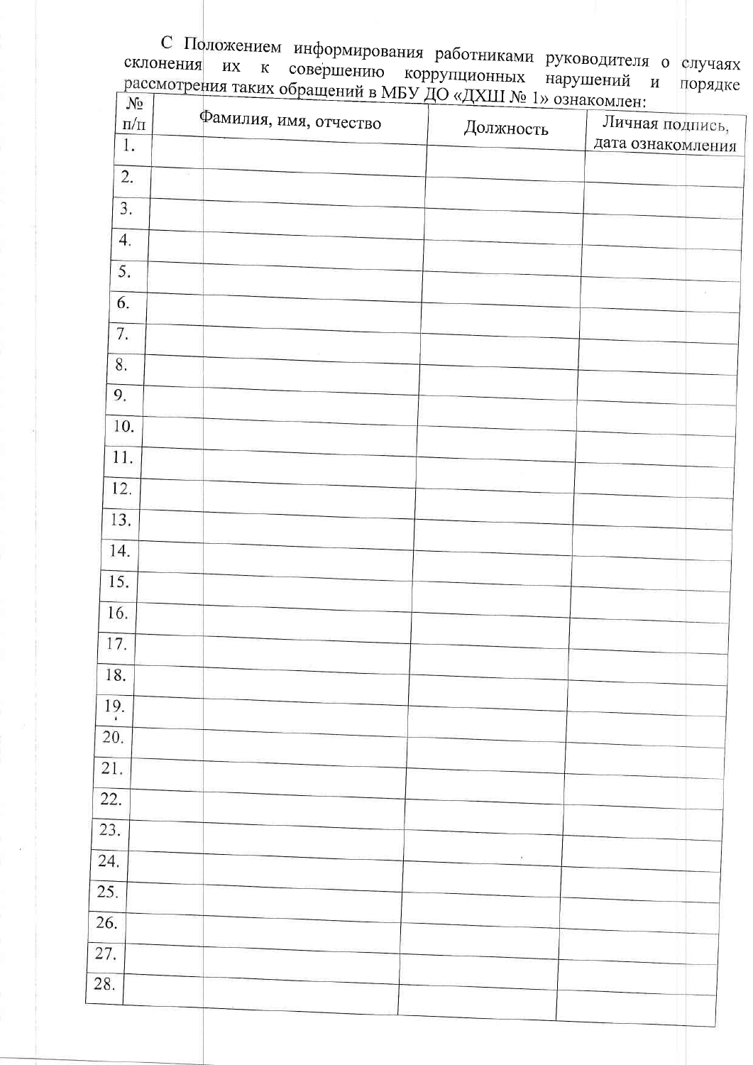С Положением информирования работниками руководителя о случаях склонения их к совершению коррупционных нарушений и порядке рассмотрения таких обращений в МБУ ДО «ДХШ № 1» ознакомлен:

| № п/п | Фамилия, имя, отчество | Должность | Личная подпись, дата ознакомления |
|---|---|---|---|
| 1. | | | |
| 2. | | | |
| 3. | | | |
| 4. | | | |
| 5. | | | |
| 6. | | | |
| 7. | | | |
| 8. | | | |
| 9. | | | |
| 10. | | | |
| 11. | | | |
| 12. | | | |
| 13. | | | |
| 14. | | | |
| 15. | | | |
| 16. | | | |
| 17. | | | |
| 18. | | | |
| 19. | | | |
| 20. | | | |
| 21. | | | |
| 22. | | | |
| 23. | | | |
| 24. | | | |
| 25. | | | |
| 26. | | | |
| 27. | | | |
| 28. | | | |